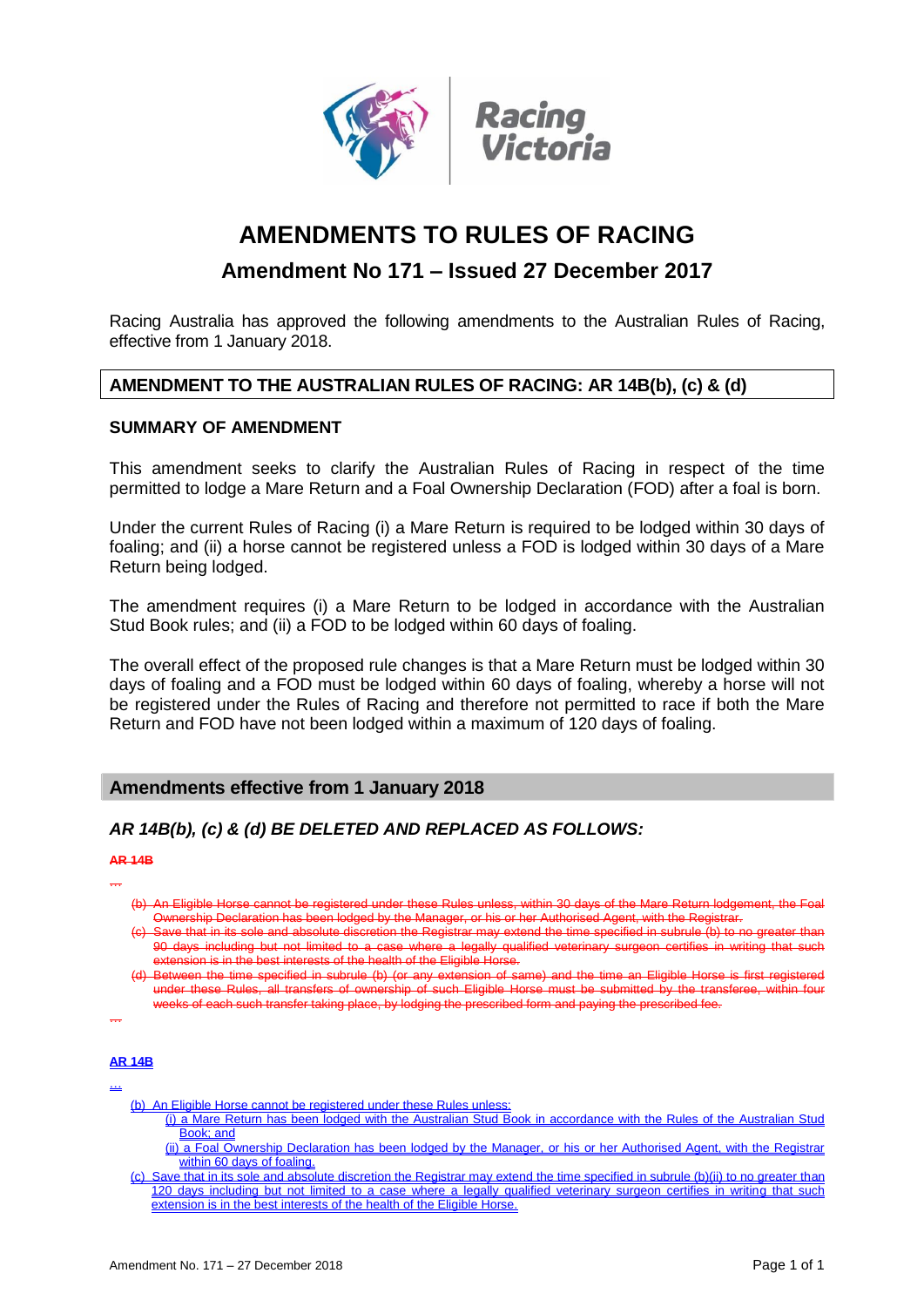# AMENDMENTS TO RULES OF RACING

## Amendment No 171 – Issued 27 December 2017

Racing Australia has approved the following amendments to the Australian Rules of Racing, effective from 1 January 2018.

## AMENDMENT TO THE AUSTRALIAN RULES OF RACING: AR 14B(b), (c) & (d)

### SUMMARY OF AMENDMENT

This amendment seeks to clarify the Australian Rules of Racing in respect of the time permitted to lodge a Mare Return and a Foal Ownership Declaration (FOD) after a foal is born.

Under the current Rules of Racing (i) a Mare Return is required to be lodged within 30 days of foaling; and (ii) a horse cannot be registered unless a FOD is lodged within 30 days of a Mare Return being lodged.

The amendment requires (i) a Mare Return to be lodged in accordance with the Australian Stud Book rules; and (ii) a FOD to be lodged within 60 days of foaling.

The overall effect of the proposed rule changes is that a Mare Return must be lodged within 30 days of foaling and a FOD must be lodged within 60 days of foaling, whereby a horse will not be registered under the Rules of Racing and therefore not permitted to race if both the Mare Return and FOD have not been lodged within a maximum of 120 days of foaling.

## Amendments effective from 1 January 2018

### *AR 14B(b), (c) & (d) BE DELETED AND REPLACED AS FOLLOWS:*

~~**AR 14B**~~

~~...~~

~~(b) An Eligible Horse cannot be registered under these Rules unless, within 30 days of the Mare Return lodgement, the Foal Ownership Declaration has been lodged by the Manager, or his or her Authorised Agent, with the Registrar.~~

~~(c) Save that in its sole and absolute discretion the Registrar may extend the time specified in subrule (b) to no greater than 90 days including but not limited to a case where a legally qualified veterinary surgeon certifies in writing that such extension is in the best interests of the health of the Eligible Horse.~~

~~(d) Between the time specified in subrule (b) (or any extension of same) and the time an Eligible Horse is first registered under these Rules, all transfers of ownership of such Eligible Horse must be submitted by the transferee, within four weeks of each such transfer taking place, by lodging the prescribed form and paying the prescribed fee.~~

~~...~~

<u>**AR 14B**</u>

<u>...</u>

<u>(b) An Eligible Horse cannot be registered under these Rules unless:</u>

> <u>(i) a Mare Return has been lodged with the Australian Stud Book in accordance with the Rules of the Australian Stud Book; and</u>
>
> <u>(ii) a Foal Ownership Declaration has been lodged by the Manager, or his or her Authorised Agent, with the Registrar within 60 days of foaling.</u>

<u>(c) Save that in its sole and absolute discretion the Registrar may extend the time specified in subrule (b)(ii) to no greater than 120 days including but not limited to a case where a legally qualified veterinary surgeon certifies in writing that such extension is in the best interests of the health of the Eligible Horse.</u>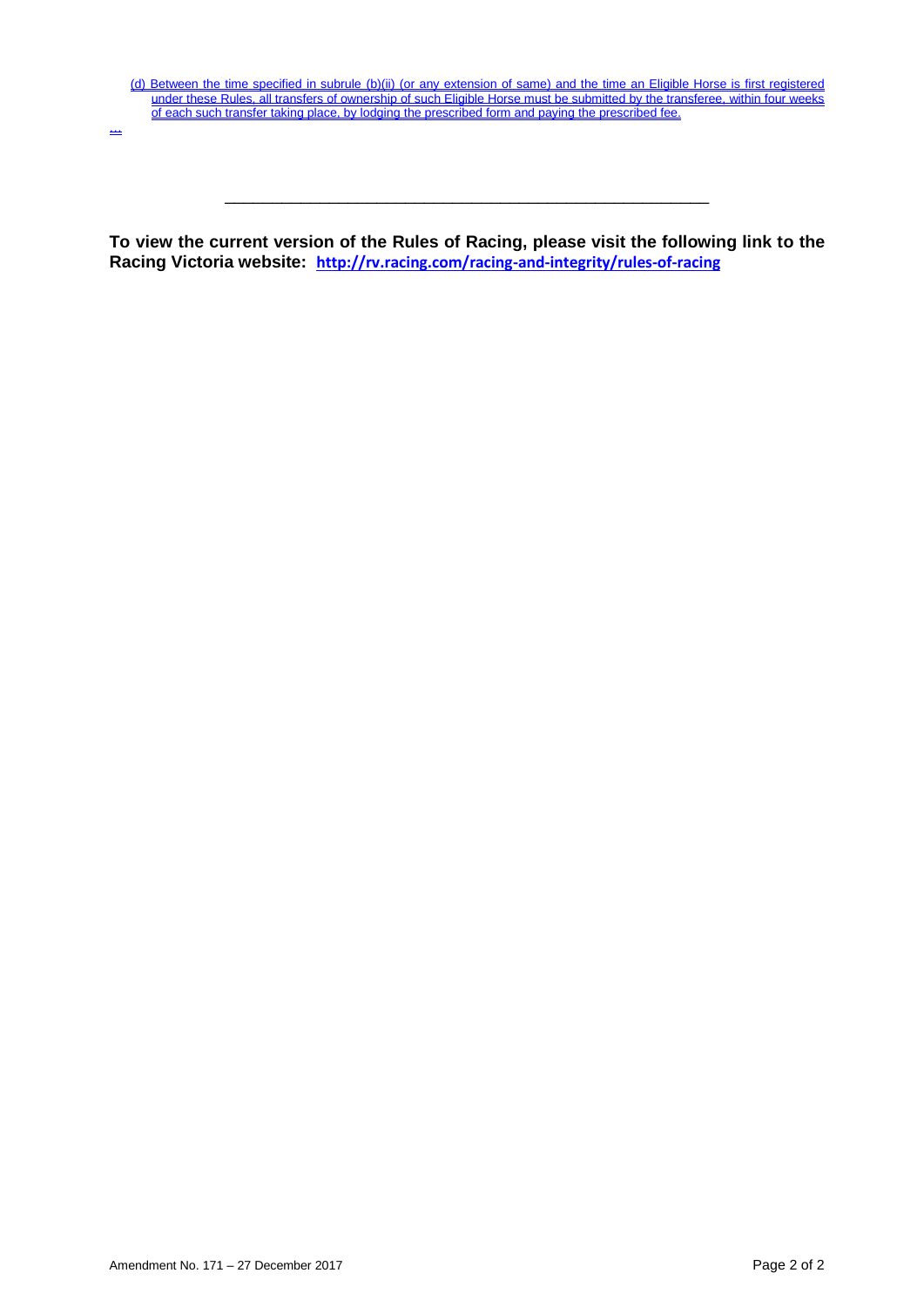(d) Between the time specified in subrule (b)(ii) (or any extension of same) and the time an Eligible Horse is first registered under these Rules, all transfers of ownership of such Eligible Horse must be submitted by the transferee, within four weeks of each such transfer taking place, by lodging the prescribed form and paying the prescribed fee.

...

---

**To view the current version of the Rules of Racing, please visit the following link to the Racing Victoria website: http://rv.racing.com/racing-and-integrity/rules-of-racing**